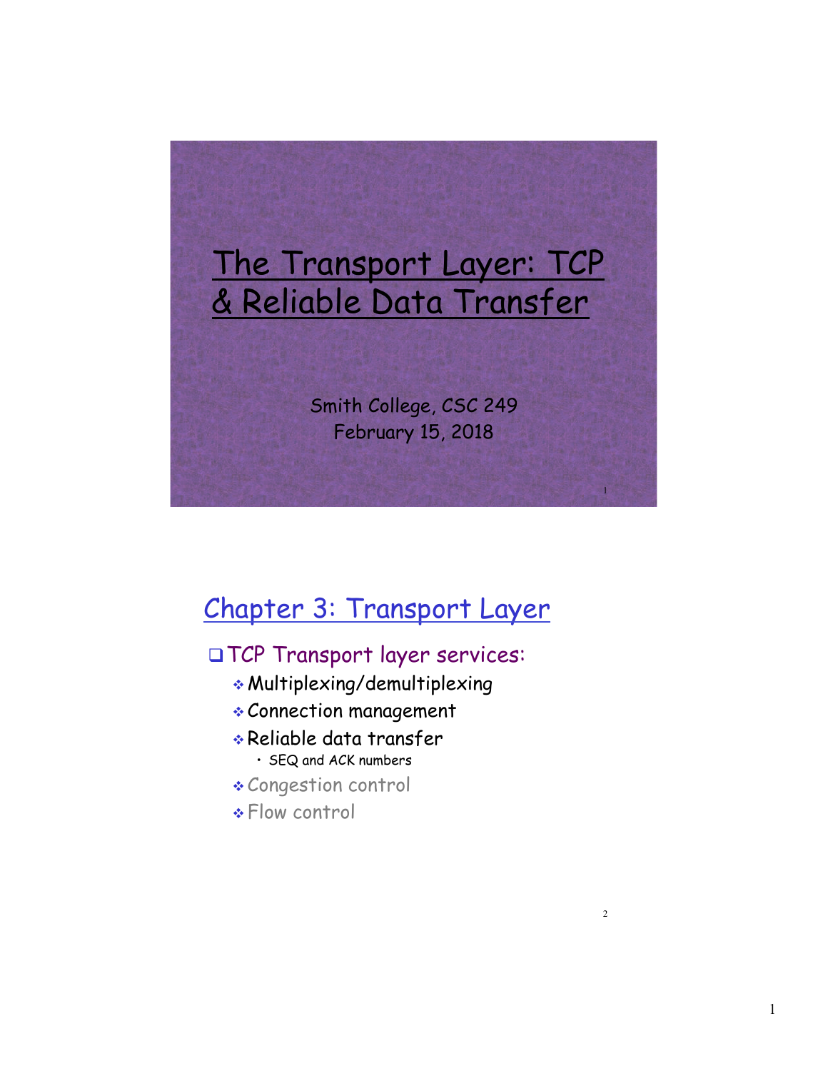# The Transport Layer: TCP & Reliable Data Transfer

Smith College, CSC 249
February 15, 2018

## Chapter 3: Transport Layer

- TCP Transport layer services:
  - Multiplexing/demultiplexing
  - Connection management
  - Reliable data transfer
    - SEQ and ACK numbers
  - Congestion control
  - Flow control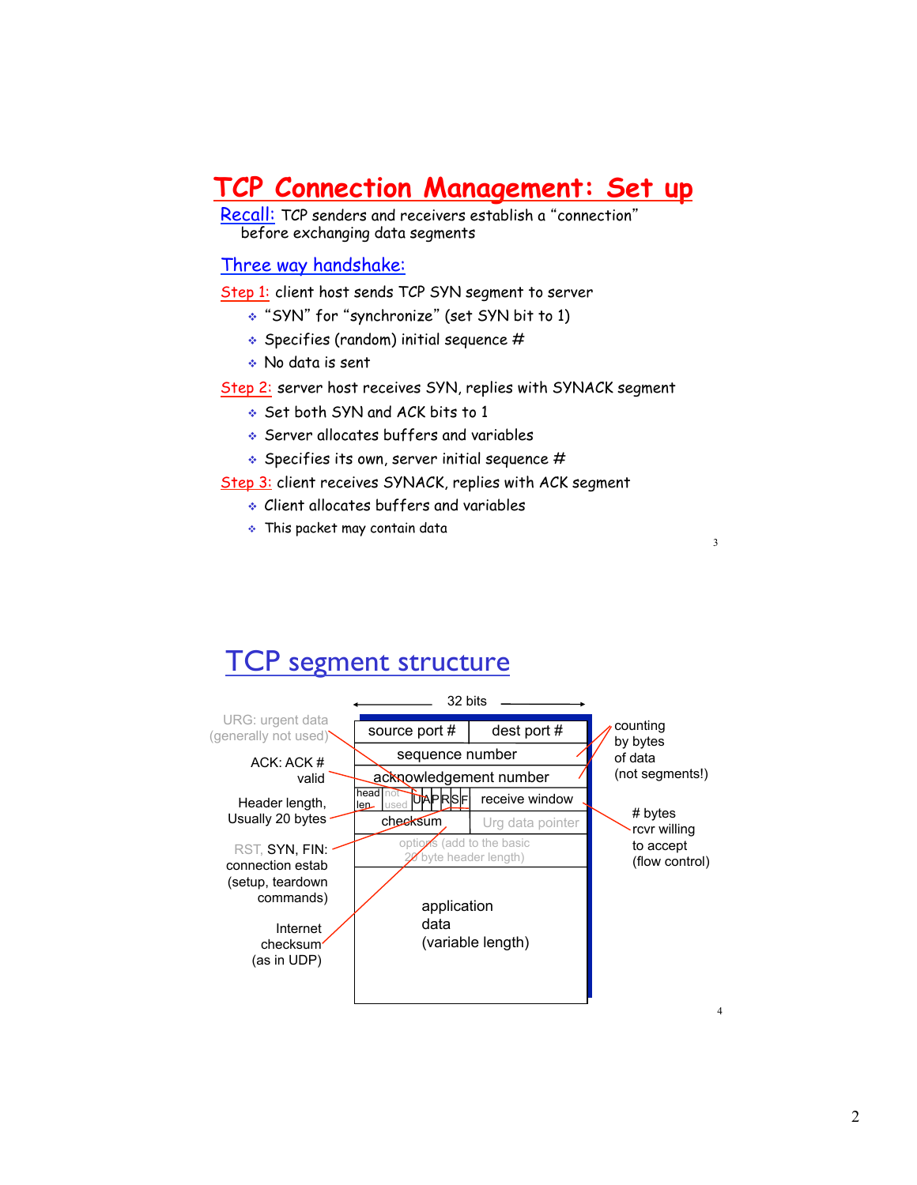# TCP Connection Management: Set up

Recall: TCP senders and receivers establish a "connection" before exchanging data segments

## Three way handshake:

Step 1: client host sends TCP SYN segment to server

- "SYN" for "synchronize" (set SYN bit to 1)
- Specifies (random) initial sequence #
- No data is sent

Step 2: server host receives SYN, replies with SYNACK segment

- Set both SYN and ACK bits to 1
- Server allocates buffers and variables
- Specifies its own, server initial sequence #

Step 3: client receives SYNACK, replies with ACK segment

- Client allocates buffers and variables
- This packet may contain data

# TCP segment structure

32 bits

| source port # | | | | | | | | dest port # |
|---|---|---|---|---|---|---|---|---|
| sequence number | | | | | | | | |
| acknowledgement number | | | | | | | | |
| head len | not used | U | A | P | R | S | F | receive window |
| checksum | | | | | | | | Urg data pointer |
| options (add to the basic 20 byte header length) | | | | | | | | |
| application data (variable length) | | | | | | | | |

- URG: urgent data (generally not used)
- ACK: ACK # valid
- Header length, Usually 20 bytes
- RST, SYN, FIN: connection estab (setup, teardown commands)
- Internet checksum (as in UDP)
- counting by bytes of data (not segments!)
- # bytes rcvr willing to accept (flow control)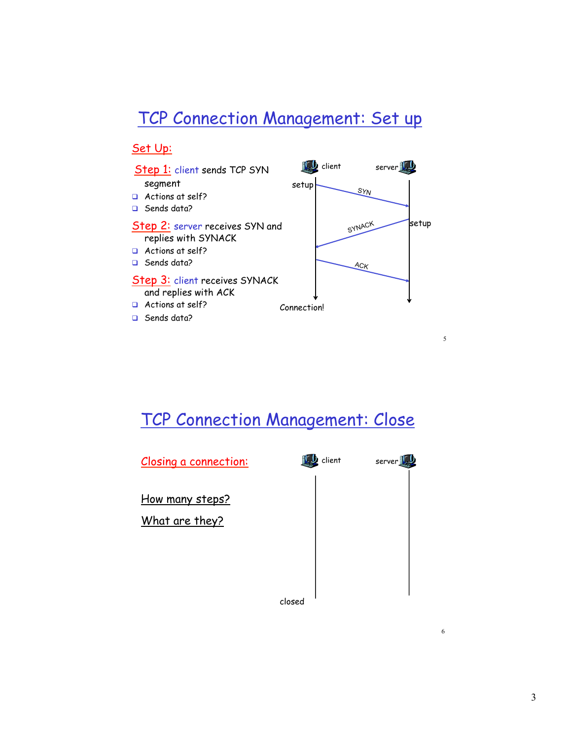# TCP Connection Management: Set up

## Set Up:

**Step 1:** client sends TCP SYN segment

- Actions at self?
- Sends data?

**Step 2:** server receives SYN and replies with SYNACK

- Actions at self?
- Sends data?

**Step 3:** client receives SYNACK and replies with ACK

- Actions at self?
- Sends data?

client | server

setup — SYN →

← SYNACK — setup

ACK →

Connection!

# TCP Connection Management: Close

## Closing a connection:

How many steps?

What are they?

client | server

closed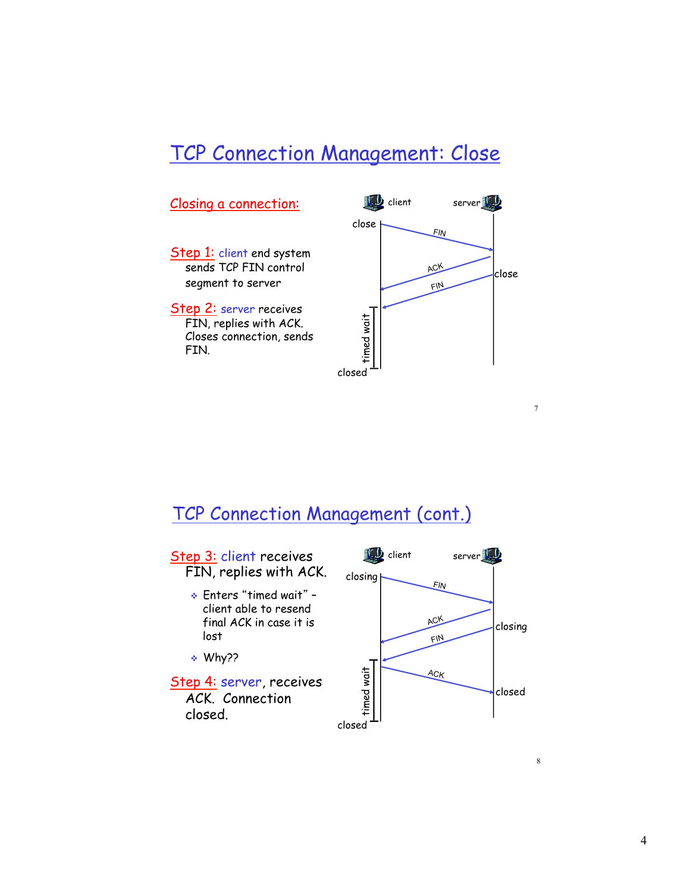## TCP Connection Management: Close

**Closing a connection:**

**Step 1:** client end system sends TCP FIN control segment to server

**Step 2:** server receives FIN, replies with ACK. Closes connection, sends FIN.

client | server

close — FIN →

← ACK — close

← FIN

timed wait

closed

## TCP Connection Management (cont.)

**Step 3:** client receives FIN, replies with ACK.

- Enters "timed wait" – client able to resend final ACK in case it is lost
- Why??

**Step 4:** server, receives ACK. Connection closed.

client | server

closing — FIN →

← ACK — closing

← FIN

ACK → closed

timed wait

closed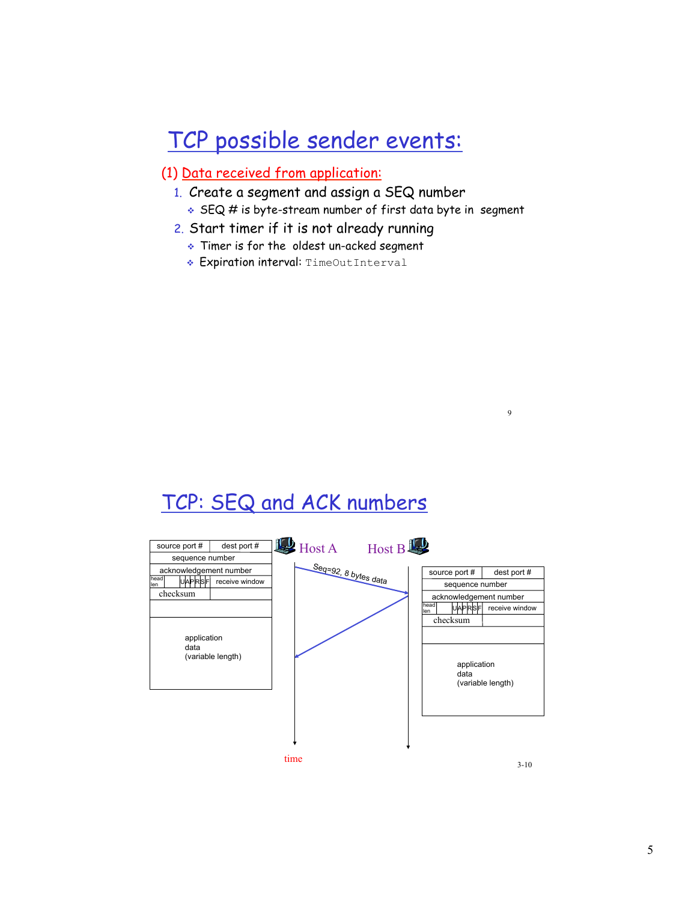# TCP possible sender events:

(1) Data received from application:

1. Create a segment and assign a SEQ number
   - SEQ # is byte-stream number of first data byte in segment
2. Start timer if it is not already running
   - Timer is for the oldest un-acked segment
   - Expiration interval: `TimeOutInterval`

# TCP: SEQ and ACK numbers

| source port # | dest port # |
|---|---|
| sequence number | |
| acknowledgement number | |
| head len, U A P R S F | receive window |
| checksum | |
| application data (variable length) | |

Host A — Host B

Seq=92, 8 bytes data

| source port # | dest port # |
|---|---|
| sequence number | |
| acknowledgement number | |
| head len, U A P R S F | receive window |
| checksum | |
| application data (variable length) | |

time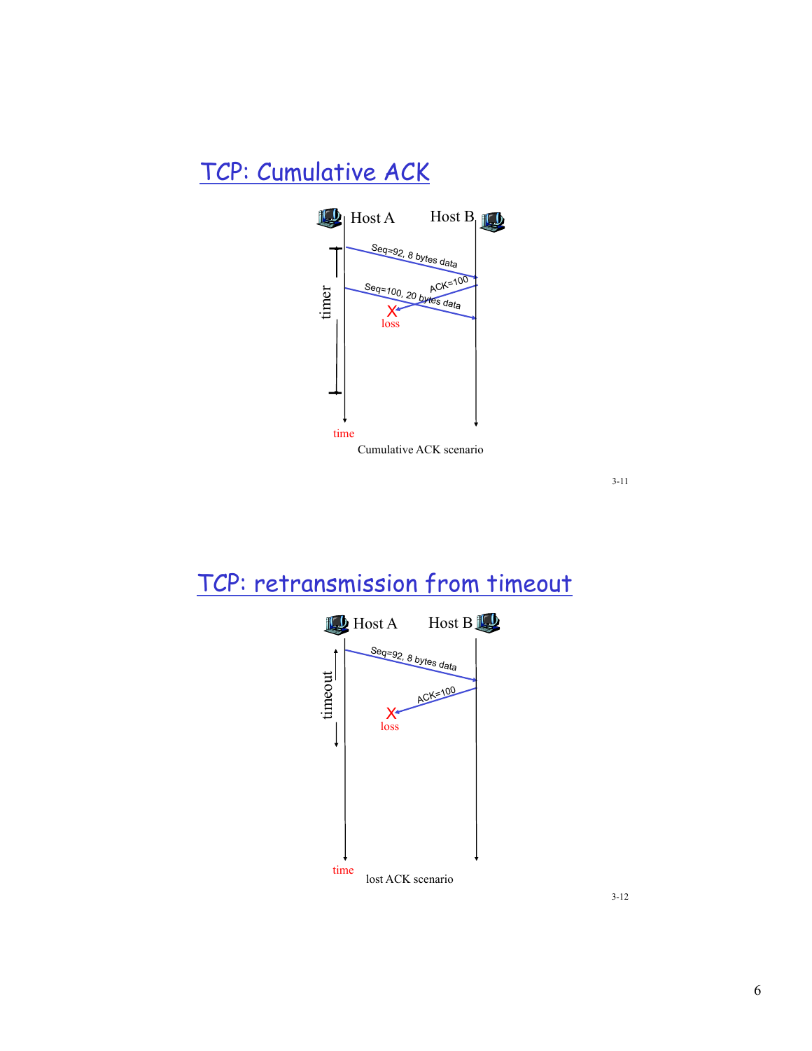## TCP: Cumulative ACK

Host A — Host B

Seq=92, 8 bytes data

ACK=100

Seq=100, 20 bytes data

loss

timer

time

Cumulative ACK scenario

## TCP: retransmission from timeout

Host A — Host B

Seq=92, 8 bytes data

ACK=100

loss

timeout

time

lost ACK scenario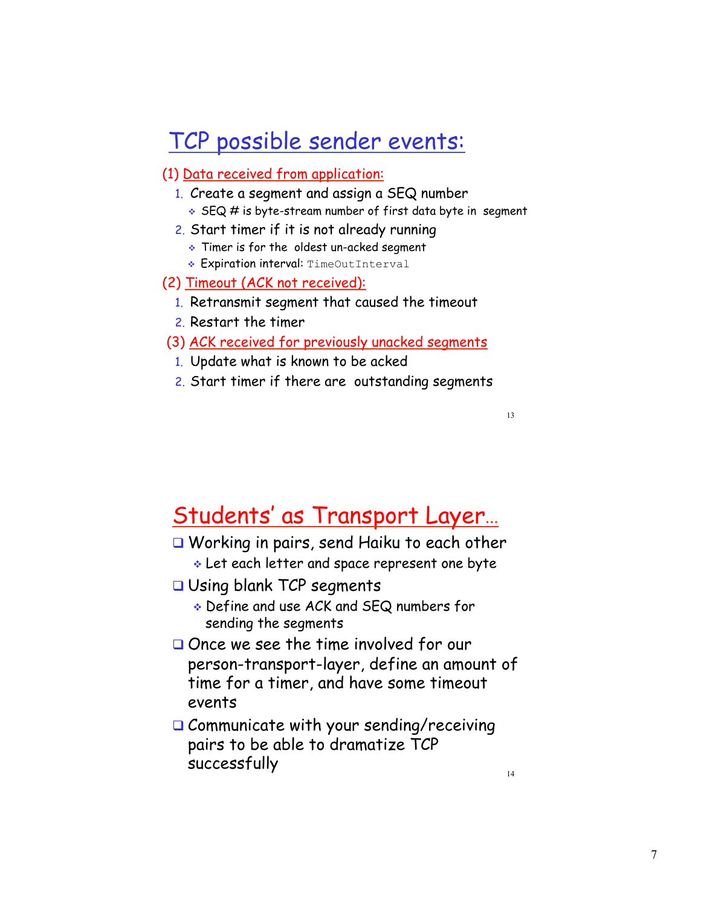## TCP possible sender events:

(1) Data received from application:

1. Create a segment and assign a SEQ number
   - SEQ # is byte-stream number of first data byte in segment
2. Start timer if it is not already running
   - Timer is for the oldest un-acked segment
   - Expiration interval: `TimeOutInterval`

(2) Timeout (ACK not received):

1. Retransmit segment that caused the timeout
2. Restart the timer

(3) ACK received for previously unacked segments

1. Update what is known to be acked
2. Start timer if there are outstanding segments

## Students' as Transport Layer...

- Working in pairs, send Haiku to each other
  - Let each letter and space represent one byte
- Using blank TCP segments
  - Define and use ACK and SEQ numbers for sending the segments
- Once we see the time involved for our person-transport-layer, define an amount of time for a timer, and have some timeout events
- Communicate with your sending/receiving pairs to be able to dramatize TCP successfully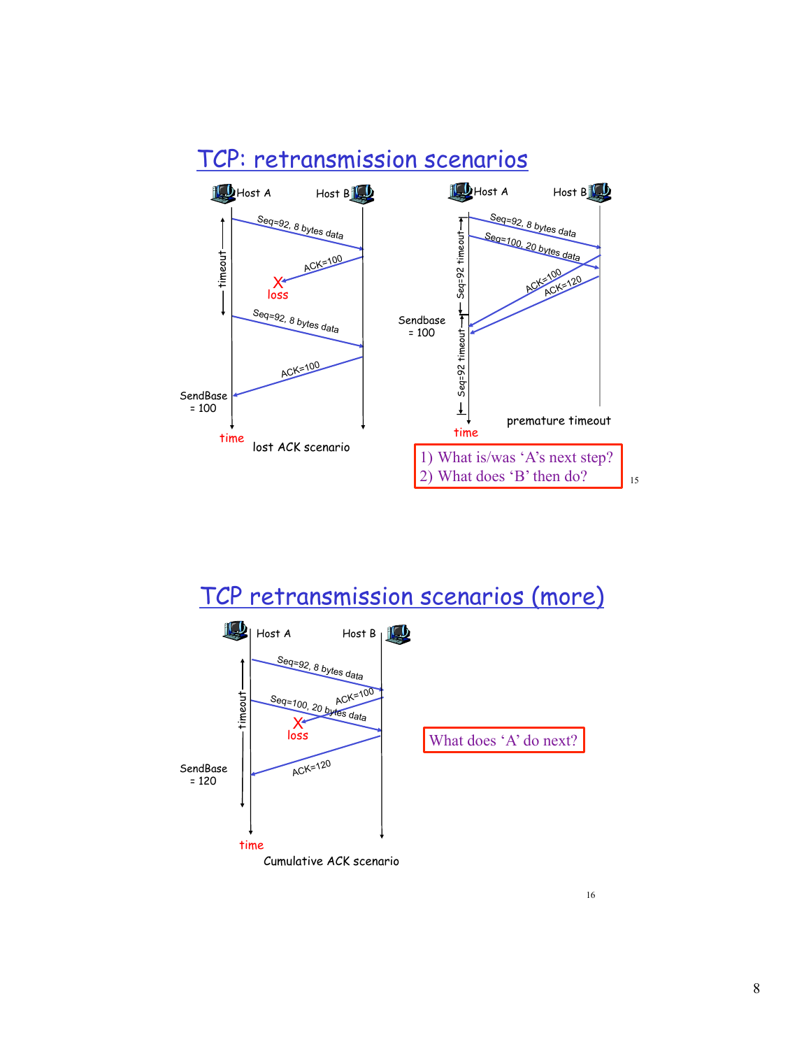## TCP: retransmission scenarios

Host A | Host B

Seq=92, 8 bytes data

ACK=100

loss

timeout

Seq=92, 8 bytes data

ACK=100

SendBase = 100

time

lost ACK scenario

Host A | Host B

Seq=92, 8 bytes data

Seq=100, 20 bytes data

ACK=100

ACK=120

Seq=92 timeout

Sendbase = 100

Seq=92 timeout

time

premature timeout

1) What is/was 'A's next step?
2) What does 'B' then do?

## TCP retransmission scenarios (more)

Host A | Host B

Seq=92, 8 bytes data

ACK=100

Seq=100, 20 bytes data

loss

timeout

SendBase = 120

ACK=120

time

Cumulative ACK scenario

What does 'A' do next?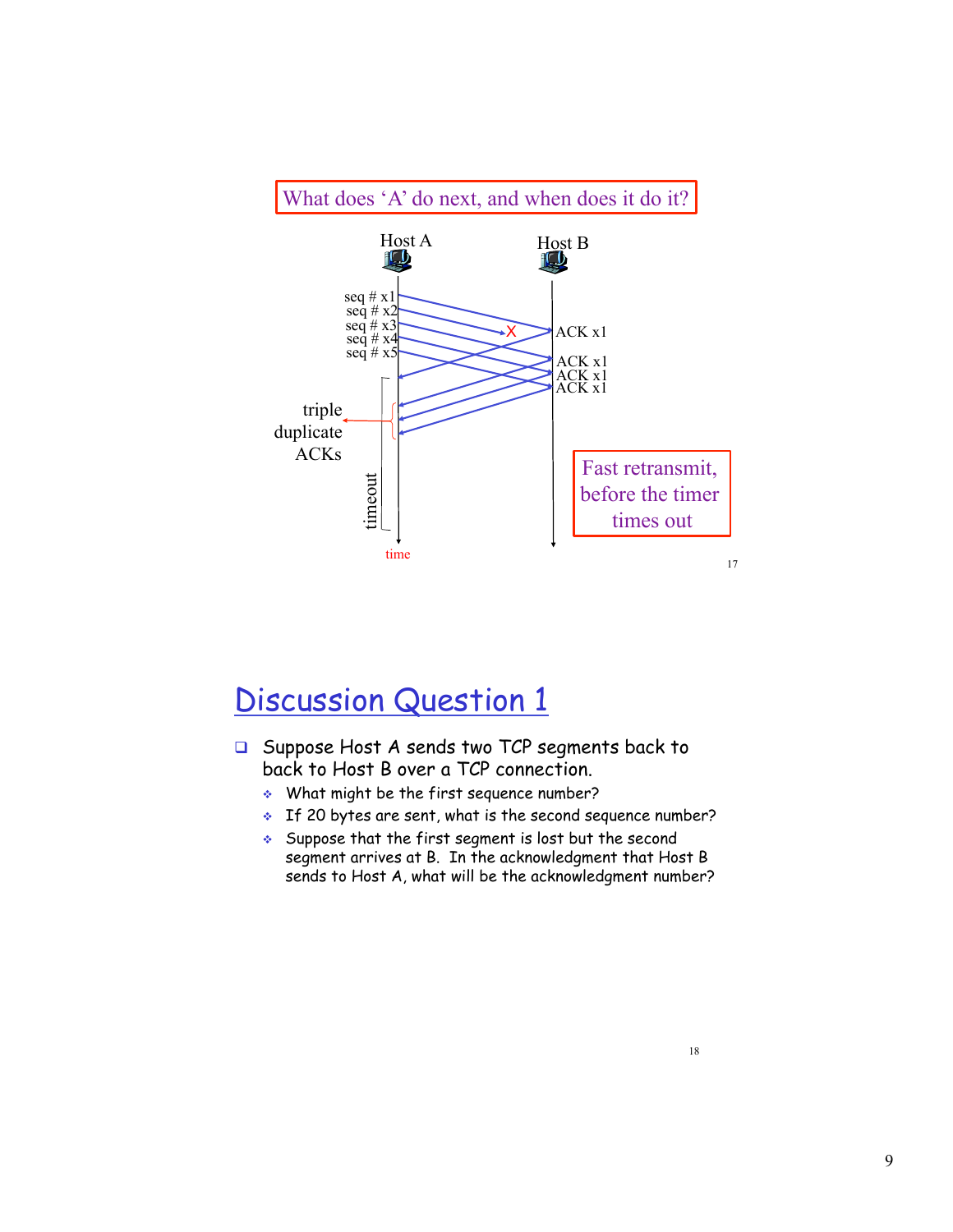What does 'A' do next, and when does it do it?

Host A

Host B

seq # x1
seq # x2
seq # x3
seq # x4
seq # x5

ACK x1
ACK x1
ACK x1
ACK x1

triple duplicate ACKs

timeout

time

Fast retransmit, before the timer times out

# Discussion Question 1

- Suppose Host A sends two TCP segments back to back to Host B over a TCP connection.
  - What might be the first sequence number?
  - If 20 bytes are sent, what is the second sequence number?
  - Suppose that the first segment is lost but the second segment arrives at B. In the acknowledgment that Host B sends to Host A, what will be the acknowledgment number?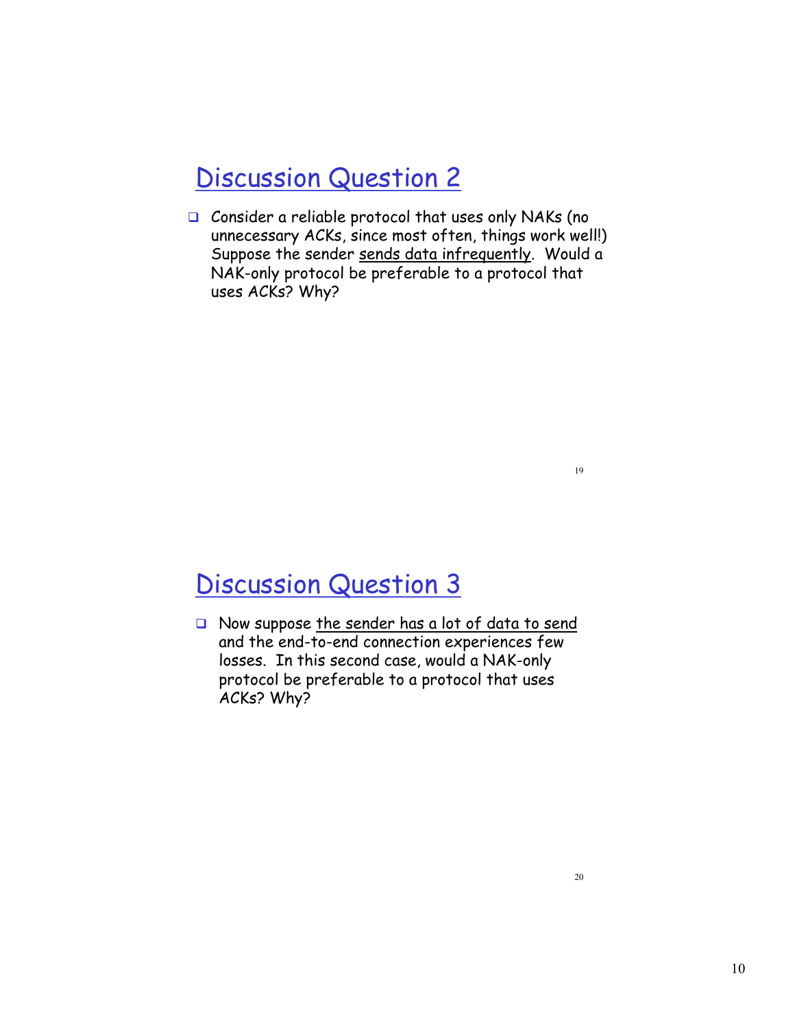## Discussion Question 2

- Consider a reliable protocol that uses only NAKs (no unnecessary ACKs, since most often, things work well!) Suppose the sender sends data infrequently. Would a NAK-only protocol be preferable to a protocol that uses ACKs? Why?

## Discussion Question 3

- Now suppose the sender has a lot of data to send and the end-to-end connection experiences few losses. In this second case, would a NAK-only protocol be preferable to a protocol that uses ACKs? Why?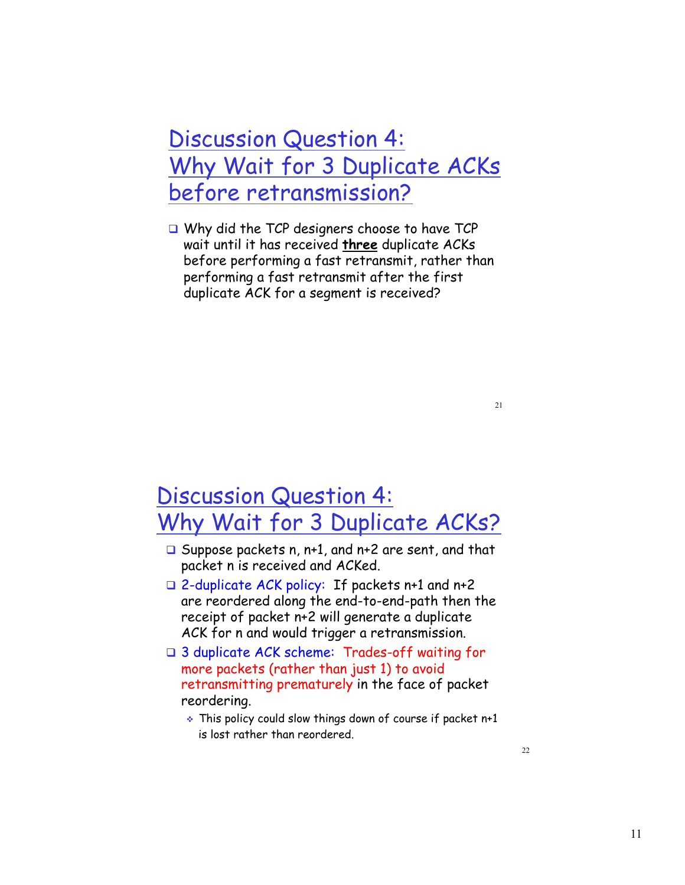## Discussion Question 4: Why Wait for 3 Duplicate ACKs before retransmission?

- Why did the TCP designers choose to have TCP wait until it has received **three** duplicate ACKs before performing a fast retransmit, rather than performing a fast retransmit after the first duplicate ACK for a segment is received?

## Discussion Question 4: Why Wait for 3 Duplicate ACKs?

- Suppose packets n, n+1, and n+2 are sent, and that packet n is received and ACKed.
- 2-duplicate ACK policy: If packets n+1 and n+2 are reordered along the end-to-end-path then the receipt of packet n+2 will generate a duplicate ACK for n and would trigger a retransmission.
- 3 duplicate ACK scheme: Trades-off waiting for more packets (rather than just 1) to avoid retransmitting prematurely in the face of packet reordering.
  - This policy could slow things down of course if packet n+1 is lost rather than reordered.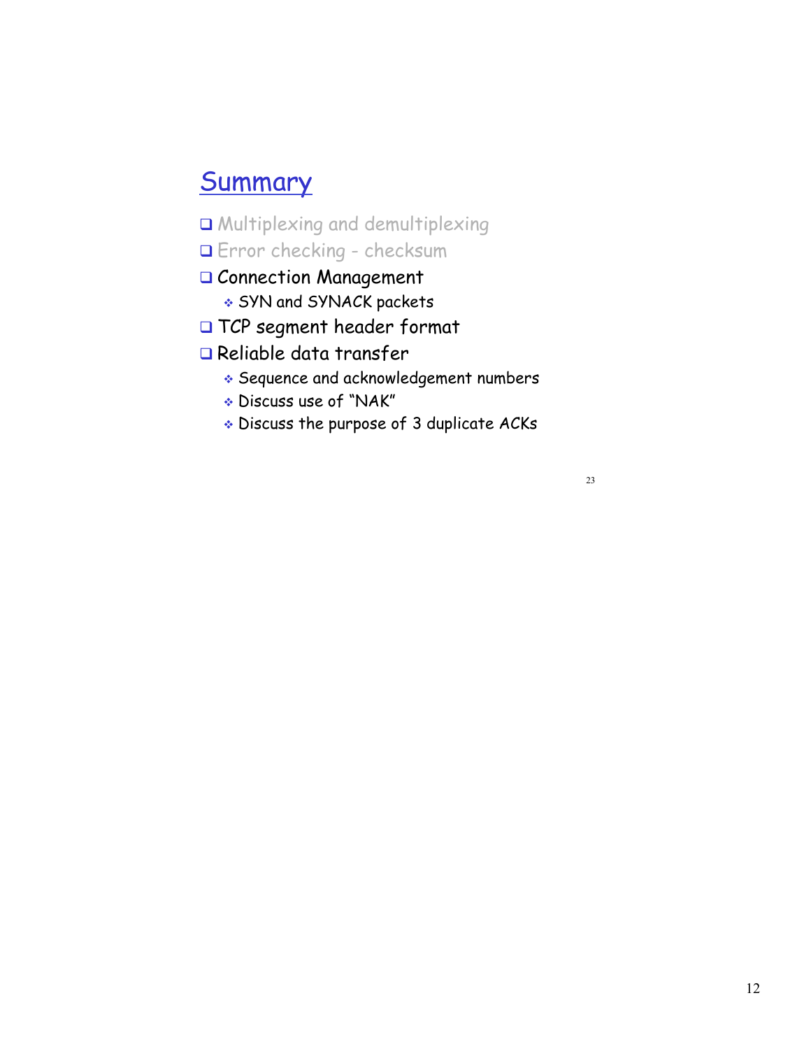## Summary

- Multiplexing and demultiplexing
- Error checking - checksum
- Connection Management
  - SYN and SYNACK packets
- TCP segment header format
- Reliable data transfer
  - Sequence and acknowledgement numbers
  - Discuss use of "NAK"
  - Discuss the purpose of 3 duplicate ACKs